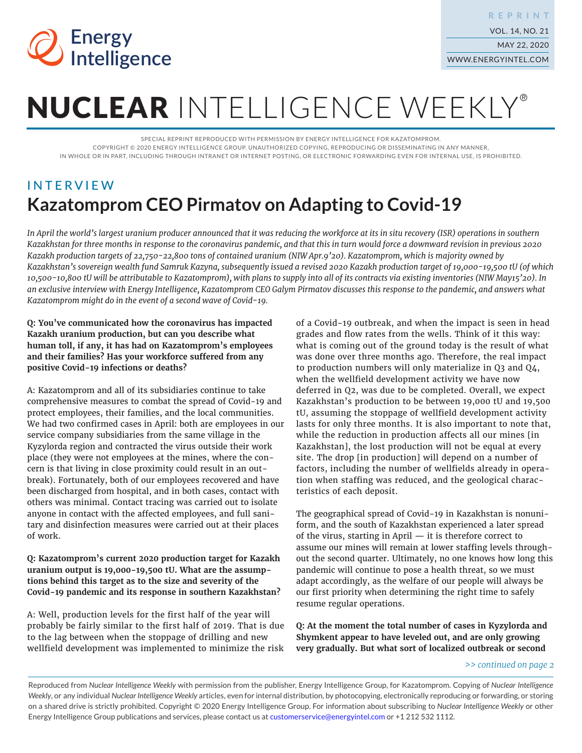# NUCLEAR INTELLIGENCE WEEKLY®

SPECIAL REPRINT REPRODUCED WITH PERMISSION BY ENERGY INTELLIGENCE FOR KAZATOMPROM.
COPYRIGHT © 2020 ENERGY INTELLIGENCE GROUP. UNAUTHORIZED COPYING, REPRODUCING OR DISSEMINATING IN ANY MANNER, IN WHOLE OR IN PART, INCLUDING THROUGH INTRANET OR INTERNET POSTING, OR ELECTRONIC FORWARDING EVEN FOR INTERNAL USE, IS PROHIBITED.

INTERVIEW

## Kazatomprom CEO Pirmatov on Adapting to Covid-19

*In April the world's largest uranium producer announced that it was reducing the workforce at its in situ recovery (ISR) operations in southern Kazakhstan for three months in response to the coronavirus pandemic, and that this in turn would force a downward revision in previous 2020 Kazakh production targets of 22,750-22,800 tons of contained uranium (NIW Apr.9'20). Kazatomprom, which is majority owned by Kazakhstan's sovereign wealth fund Samruk Kazyna, subsequently issued a revised 2020 Kazakh production target of 19,000-19,500 tU (of which 10,500-10,800 tU will be attributable to Kazatomprom), with plans to supply into all of its contracts via existing inventories (NIW May15'20). In an exclusive interview with Energy Intelligence, Kazatomprom CEO Galym Pirmatov discusses this response to the pandemic, and answers what Kazatomprom might do in the event of a second wave of Covid-19.*

**Q: You've communicated how the coronavirus has impacted Kazakh uranium production, but can you describe what human toll, if any, it has had on Kazatomprom's employees and their families? Has your workforce suffered from any positive Covid-19 infections or deaths?**

A: Kazatomprom and all of its subsidiaries continue to take comprehensive measures to combat the spread of Covid-19 and protect employees, their families, and the local communities. We had two confirmed cases in April: both are employees in our service company subsidiaries from the same village in the Kyzylorda region and contracted the virus outside their work place (they were not employees at the mines, where the concern is that living in close proximity could result in an outbreak). Fortunately, both of our employees recovered and have been discharged from hospital, and in both cases, contact with others was minimal. Contact tracing was carried out to isolate anyone in contact with the affected employees, and full sanitary and disinfection measures were carried out at their places of work.

**Q: Kazatomprom's current 2020 production target for Kazakh uranium output is 19,000-19,500 tU. What are the assumptions behind this target as to the size and severity of the Covid-19 pandemic and its response in southern Kazakhstan?**

A: Well, production levels for the first half of the year will probably be fairly similar to the first half of 2019. That is due to the lag between when the stoppage of drilling and new wellfield development was implemented to minimize the risk of a Covid-19 outbreak, and when the impact is seen in head grades and flow rates from the wells. Think of it this way: what is coming out of the ground today is the result of what was done over three months ago. Therefore, the real impact to production numbers will only materialize in Q3 and Q4, when the wellfield development activity we have now deferred in Q2, was due to be completed. Overall, we expect Kazakhstan's production to be between 19,000 tU and 19,500 tU, assuming the stoppage of wellfield development activity lasts for only three months. It is also important to note that, while the reduction in production affects all our mines [in Kazakhstan], the lost production will not be equal at every site. The drop [in production] will depend on a number of factors, including the number of wellfields already in operation when staffing was reduced, and the geological characteristics of each deposit.

The geographical spread of Covid-19 in Kazakhstan is nonuniform, and the south of Kazakhstan experienced a later spread of the virus, starting in April — it is therefore correct to assume our mines will remain at lower staffing levels throughout the second quarter. Ultimately, no one knows how long this pandemic will continue to pose a health threat, so we must adapt accordingly, as the welfare of our people will always be our first priority when determining the right time to safely resume regular operations.

**Q: At the moment the total number of cases in Kyzylorda and Shymkent appear to have leveled out, and are only growing very gradually. But what sort of localized outbreak or second**

*>> continued on page 2*

Reproduced from *Nuclear Intelligence Weekly* with permission from the publisher, Energy Intelligence Group, for Kazatomprom. Copying of *Nuclear Intelligence Weekly*, or any individual *Nuclear Intelligence Weekly* articles, even for internal distribution, by photocopying, electronically reproducing or forwarding, or storing on a shared drive is strictly prohibited. Copyright © 2020 Energy Intelligence Group. For information about subscribing to *Nuclear Intelligence Weekly* or other Energy Intelligence Group publications and services, please contact us at customerservice@energyintel.com or +1 212 532 1112.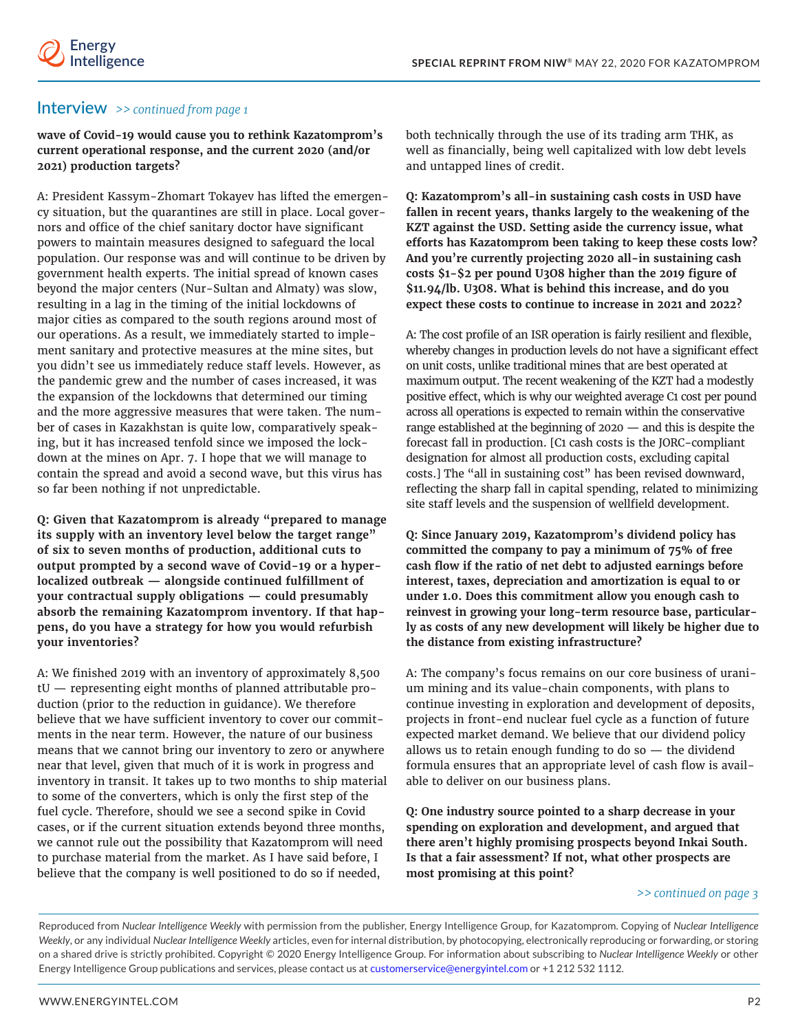## Interview *>> continued from page 1*

**wave of Covid-19 would cause you to rethink Kazatomprom's current operational response, and the current 2020 (and/or 2021) production targets?**

A: President Kassym-Zhomart Tokayev has lifted the emergency situation, but the quarantines are still in place. Local governors and office of the chief sanitary doctor have significant powers to maintain measures designed to safeguard the local population. Our response was and will continue to be driven by government health experts. The initial spread of known cases beyond the major centers (Nur-Sultan and Almaty) was slow, resulting in a lag in the timing of the initial lockdowns of major cities as compared to the south regions around most of our operations. As a result, we immediately started to implement sanitary and protective measures at the mine sites, but you didn't see us immediately reduce staff levels. However, as the pandemic grew and the number of cases increased, it was the expansion of the lockdowns that determined our timing and the more aggressive measures that were taken. The number of cases in Kazakhstan is quite low, comparatively speaking, but it has increased tenfold since we imposed the lockdown at the mines on Apr. 7. I hope that we will manage to contain the spread and avoid a second wave, but this virus has so far been nothing if not unpredictable.

**Q: Given that Kazatomprom is already "prepared to manage its supply with an inventory level below the target range" of six to seven months of production, additional cuts to output prompted by a second wave of Covid-19 or a hyper-localized outbreak — alongside continued fulfillment of your contractual supply obligations — could presumably absorb the remaining Kazatomprom inventory. If that happens, do you have a strategy for how you would refurbish your inventories?**

A: We finished 2019 with an inventory of approximately 8,500 tU — representing eight months of planned attributable production (prior to the reduction in guidance). We therefore believe that we have sufficient inventory to cover our commitments in the near term. However, the nature of our business means that we cannot bring our inventory to zero or anywhere near that level, given that much of it is work in progress and inventory in transit. It takes up to two months to ship material to some of the converters, which is only the first step of the fuel cycle. Therefore, should we see a second spike in Covid cases, or if the current situation extends beyond three months, we cannot rule out the possibility that Kazatomprom will need to purchase material from the market. As I have said before, I believe that the company is well positioned to do so if needed, both technically through the use of its trading arm THK, as well as financially, being well capitalized with low debt levels and untapped lines of credit.

**Q: Kazatomprom's all-in sustaining cash costs in USD have fallen in recent years, thanks largely to the weakening of the KZT against the USD. Setting aside the currency issue, what efforts has Kazatomprom been taking to keep these costs low? And you're currently projecting 2020 all-in sustaining cash costs \$1-\$2 per pound U3O8 higher than the 2019 figure of \$11.94/lb. U3O8. What is behind this increase, and do you expect these costs to continue to increase in 2021 and 2022?**

A: The cost profile of an ISR operation is fairly resilient and flexible, whereby changes in production levels do not have a significant effect on unit costs, unlike traditional mines that are best operated at maximum output. The recent weakening of the KZT had a modestly positive effect, which is why our weighted average C1 cost per pound across all operations is expected to remain within the conservative range established at the beginning of 2020 — and this is despite the forecast fall in production. [C1 cash costs is the JORC-compliant designation for almost all production costs, excluding capital costs.] The "all in sustaining cost" has been revised downward, reflecting the sharp fall in capital spending, related to minimizing site staff levels and the suspension of wellfield development.

**Q: Since January 2019, Kazatomprom's dividend policy has committed the company to pay a minimum of 75% of free cash flow if the ratio of net debt to adjusted earnings before interest, taxes, depreciation and amortization is equal to or under 1.0. Does this commitment allow you enough cash to reinvest in growing your long-term resource base, particularly as costs of any new development will likely be higher due to the distance from existing infrastructure?**

A: The company's focus remains on our core business of uranium mining and its value-chain components, with plans to continue investing in exploration and development of deposits, projects in front-end nuclear fuel cycle as a function of future expected market demand. We believe that our dividend policy allows us to retain enough funding to do so — the dividend formula ensures that an appropriate level of cash flow is available to deliver on our business plans.

**Q: One industry source pointed to a sharp decrease in your spending on exploration and development, and argued that there aren't highly promising prospects beyond Inkai South. Is that a fair assessment? If not, what other prospects are most promising at this point?**

*>> continued on page 3*

Reproduced from *Nuclear Intelligence Weekly* with permission from the publisher, Energy Intelligence Group, for Kazatomprom. Copying of *Nuclear Intelligence Weekly*, or any individual *Nuclear Intelligence Weekly* articles, even for internal distribution, by photocopying, electronically reproducing or forwarding, or storing on a shared drive is strictly prohibited. Copyright © 2020 Energy Intelligence Group. For information about subscribing to *Nuclear Intelligence Weekly* or other Energy Intelligence Group publications and services, please contact us at customerservice@energyintel.com or +1 212 532 1112.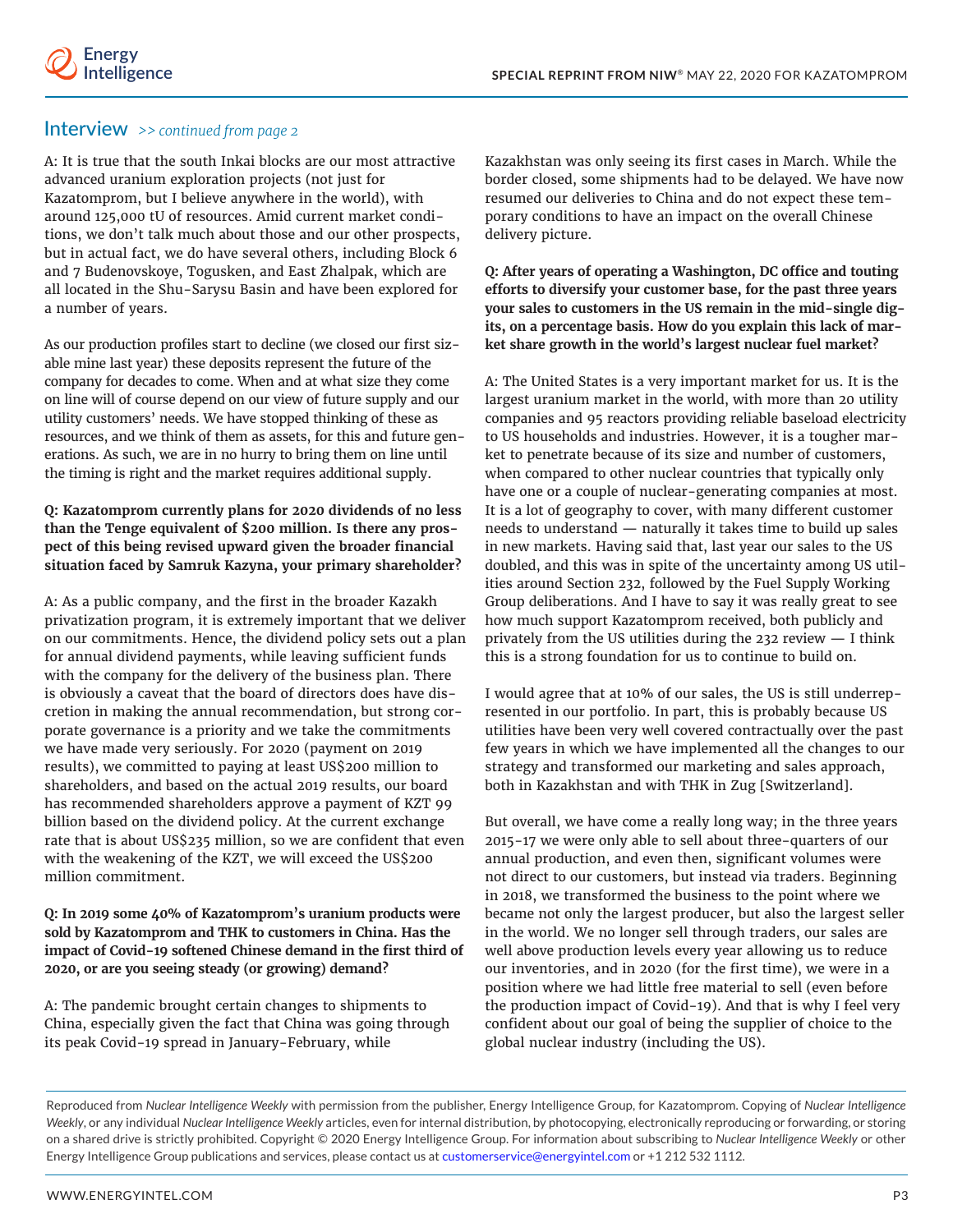## Interview >> *continued from page 2*

A: It is true that the south Inkai blocks are our most attractive advanced uranium exploration projects (not just for Kazatomprom, but I believe anywhere in the world), with around 125,000 tU of resources. Amid current market conditions, we don't talk much about those and our other prospects, but in actual fact, we do have several others, including Block 6 and 7 Budenovskoye, Togusken, and East Zhalpak, which are all located in the Shu-Sarysu Basin and have been explored for a number of years.

As our production profiles start to decline (we closed our first sizable mine last year) these deposits represent the future of the company for decades to come. When and at what size they come on line will of course depend on our view of future supply and our utility customers' needs. We have stopped thinking of these as resources, and we think of them as assets, for this and future generations. As such, we are in no hurry to bring them on line until the timing is right and the market requires additional supply.

**Q: Kazatomprom currently plans for 2020 dividends of no less than the Tenge equivalent of $200 million. Is there any prospect of this being revised upward given the broader financial situation faced by Samruk Kazyna, your primary shareholder?**

A: As a public company, and the first in the broader Kazakh privatization program, it is extremely important that we deliver on our commitments. Hence, the dividend policy sets out a plan for annual dividend payments, while leaving sufficient funds with the company for the delivery of the business plan. There is obviously a caveat that the board of directors does have discretion in making the annual recommendation, but strong corporate governance is a priority and we take the commitments we have made very seriously. For 2020 (payment on 2019 results), we committed to paying at least US$200 million to shareholders, and based on the actual 2019 results, our board has recommended shareholders approve a payment of KZT 99 billion based on the dividend policy. At the current exchange rate that is about US$235 million, so we are confident that even with the weakening of the KZT, we will exceed the US$200 million commitment.

**Q: In 2019 some 40% of Kazatomprom's uranium products were sold by Kazatomprom and THK to customers in China. Has the impact of Covid-19 softened Chinese demand in the first third of 2020, or are you seeing steady (or growing) demand?**

A: The pandemic brought certain changes to shipments to China, especially given the fact that China was going through its peak Covid-19 spread in January-February, while Kazakhstan was only seeing its first cases in March. While the border closed, some shipments had to be delayed. We have now resumed our deliveries to China and do not expect these temporary conditions to have an impact on the overall Chinese delivery picture.

**Q: After years of operating a Washington, DC office and touting efforts to diversify your customer base, for the past three years your sales to customers in the US remain in the mid-single digits, on a percentage basis. How do you explain this lack of market share growth in the world's largest nuclear fuel market?**

A: The United States is a very important market for us. It is the largest uranium market in the world, with more than 20 utility companies and 95 reactors providing reliable baseload electricity to US households and industries. However, it is a tougher market to penetrate because of its size and number of customers, when compared to other nuclear countries that typically only have one or a couple of nuclear-generating companies at most. It is a lot of geography to cover, with many different customer needs to understand — naturally it takes time to build up sales in new markets. Having said that, last year our sales to the US doubled, and this was in spite of the uncertainty among US utilities around Section 232, followed by the Fuel Supply Working Group deliberations. And I have to say it was really great to see how much support Kazatomprom received, both publicly and privately from the US utilities during the 232 review — I think this is a strong foundation for us to continue to build on.

I would agree that at 10% of our sales, the US is still underrepresented in our portfolio. In part, this is probably because US utilities have been very well covered contractually over the past few years in which we have implemented all the changes to our strategy and transformed our marketing and sales approach, both in Kazakhstan and with THK in Zug [Switzerland].

But overall, we have come a really long way; in the three years 2015-17 we were only able to sell about three-quarters of our annual production, and even then, significant volumes were not direct to our customers, but instead via traders. Beginning in 2018, we transformed the business to the point where we became not only the largest producer, but also the largest seller in the world. We no longer sell through traders, our sales are well above production levels every year allowing us to reduce our inventories, and in 2020 (for the first time), we were in a position where we had little free material to sell (even before the production impact of Covid-19). And that is why I feel very confident about our goal of being the supplier of choice to the global nuclear industry (including the US).

Reproduced from *Nuclear Intelligence Weekly* with permission from the publisher, Energy Intelligence Group, for Kazatomprom. Copying of *Nuclear Intelligence Weekly*, or any individual *Nuclear Intelligence Weekly* articles, even for internal distribution, by photocopying, electronically reproducing or forwarding, or storing on a shared drive is strictly prohibited. Copyright © 2020 Energy Intelligence Group. For information about subscribing to *Nuclear Intelligence Weekly* or other Energy Intelligence Group publications and services, please contact us at customerservice@energyintel.com or +1 212 532 1112.